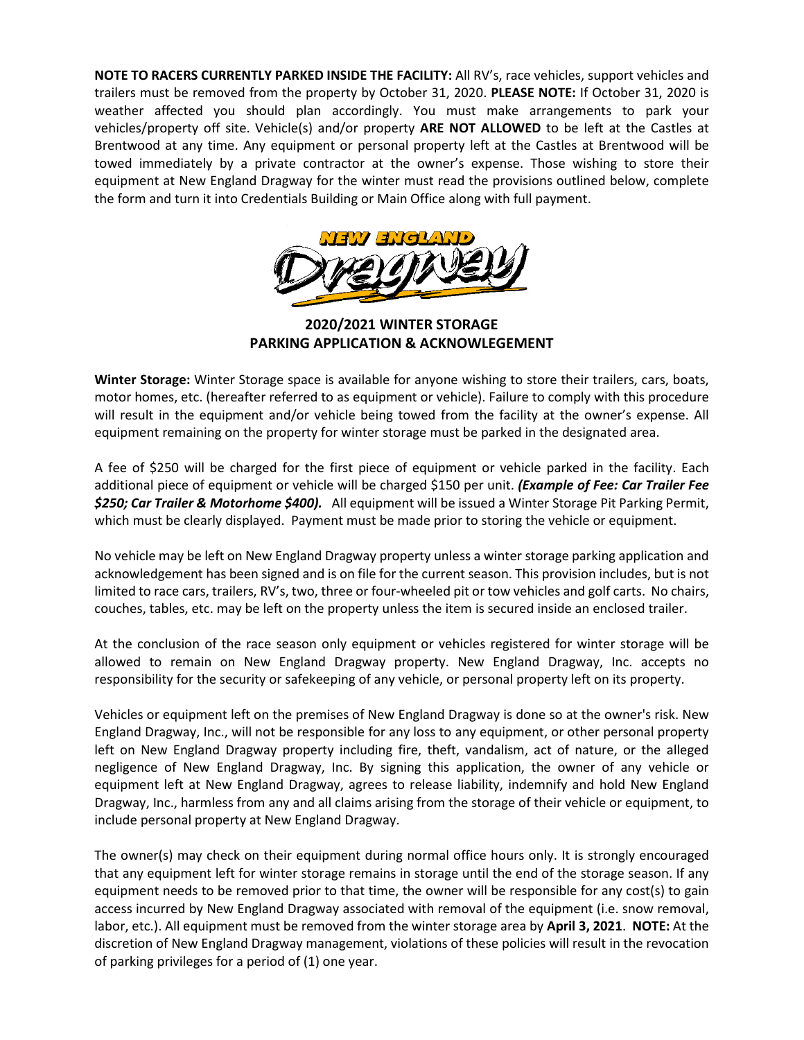**NOTE TO RACERS CURRENTLY PARKED INSIDE THE FACILITY:** All RV's, race vehicles, support vehicles and trailers must be removed from the property by October 31, 2020. **PLEASE NOTE:** If October 31, 2020 is weather affected you should plan accordingly. You must make arrangements to park your vehicles/property off site. Vehicle(s) and/or property **ARE NOT ALLOWED** to be left at the Castles at Brentwood at any time. Any equipment or personal property left at the Castles at Brentwood will be towed immediately by a private contractor at the owner's expense. Those wishing to store their equipment at New England Dragway for the winter must read the provisions outlined below, complete the form and turn it into Credentials Building or Main Office along with full payment.

# 2020/2021 WINTER STORAGE
# PARKING APPLICATION & ACKNOWLEGEMENT

**Winter Storage:** Winter Storage space is available for anyone wishing to store their trailers, cars, boats, motor homes, etc. (hereafter referred to as equipment or vehicle). Failure to comply with this procedure will result in the equipment and/or vehicle being towed from the facility at the owner's expense. All equipment remaining on the property for winter storage must be parked in the designated area.

A fee of $250 will be charged for the first piece of equipment or vehicle parked in the facility. Each additional piece of equipment or vehicle will be charged $150 per unit. ***(Example of Fee: Car Trailer Fee $250; Car Trailer & Motorhome $400).*** All equipment will be issued a Winter Storage Pit Parking Permit, which must be clearly displayed. Payment must be made prior to storing the vehicle or equipment.

No vehicle may be left on New England Dragway property unless a winter storage parking application and acknowledgement has been signed and is on file for the current season. This provision includes, but is not limited to race cars, trailers, RV's, two, three or four-wheeled pit or tow vehicles and golf carts. No chairs, couches, tables, etc. may be left on the property unless the item is secured inside an enclosed trailer.

At the conclusion of the race season only equipment or vehicles registered for winter storage will be allowed to remain on New England Dragway property. New England Dragway, Inc. accepts no responsibility for the security or safekeeping of any vehicle, or personal property left on its property.

Vehicles or equipment left on the premises of New England Dragway is done so at the owner's risk. New England Dragway, Inc., will not be responsible for any loss to any equipment, or other personal property left on New England Dragway property including fire, theft, vandalism, act of nature, or the alleged negligence of New England Dragway, Inc. By signing this application, the owner of any vehicle or equipment left at New England Dragway, agrees to release liability, indemnify and hold New England Dragway, Inc., harmless from any and all claims arising from the storage of their vehicle or equipment, to include personal property at New England Dragway.

The owner(s) may check on their equipment during normal office hours only. It is strongly encouraged that any equipment left for winter storage remains in storage until the end of the storage season. If any equipment needs to be removed prior to that time, the owner will be responsible for any cost(s) to gain access incurred by New England Dragway associated with removal of the equipment (i.e. snow removal, labor, etc.). All equipment must be removed from the winter storage area by **April 3, 2021**. **NOTE:** At the discretion of New England Dragway management, violations of these policies will result in the revocation of parking privileges for a period of (1) one year.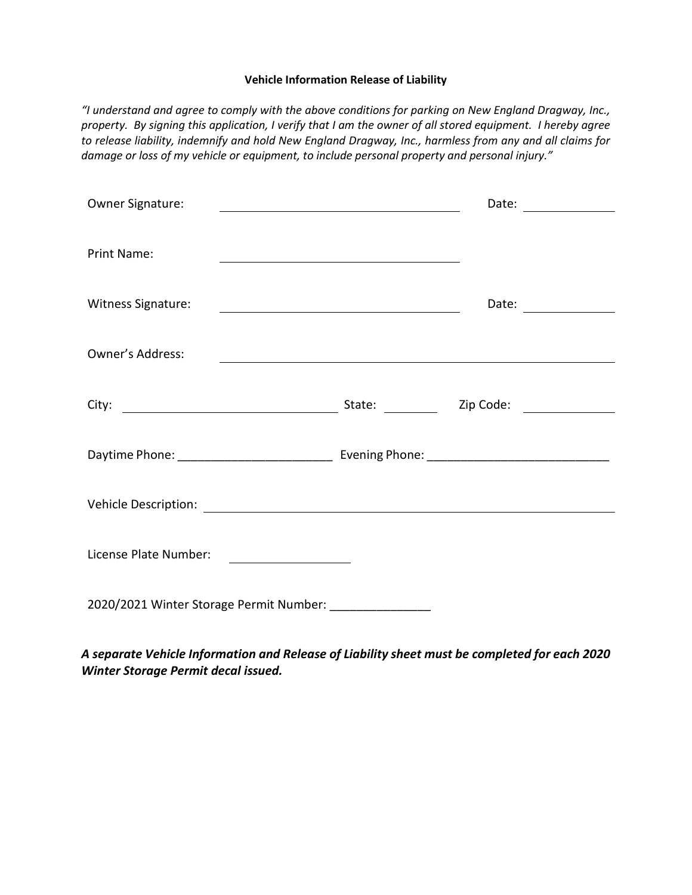**Vehicle Information Release of Liability**

*"I understand and agree to comply with the above conditions for parking on New England Dragway, Inc., property. By signing this application, I verify that I am the owner of all stored equipment. I hereby agree to release liability, indemnify and hold New England Dragway, Inc., harmless from any and all claims for damage or loss of my vehicle or equipment, to include personal property and personal injury."*

Owner Signature: ______________________________ Date: __________

Print Name: ______________________________

Witness Signature: ______________________________ Date: __________

Owner's Address: ______________________________________________

City: __________________________ State: _______ Zip Code: __________

Daytime Phone: _______________________ Evening Phone: ___________________________

Vehicle Description: ______________________________________________

License Plate Number: _______________

2020/2021 Winter Storage Permit Number: _______________

***A separate Vehicle Information and Release of Liability sheet must be completed for each 2020 Winter Storage Permit decal issued.***